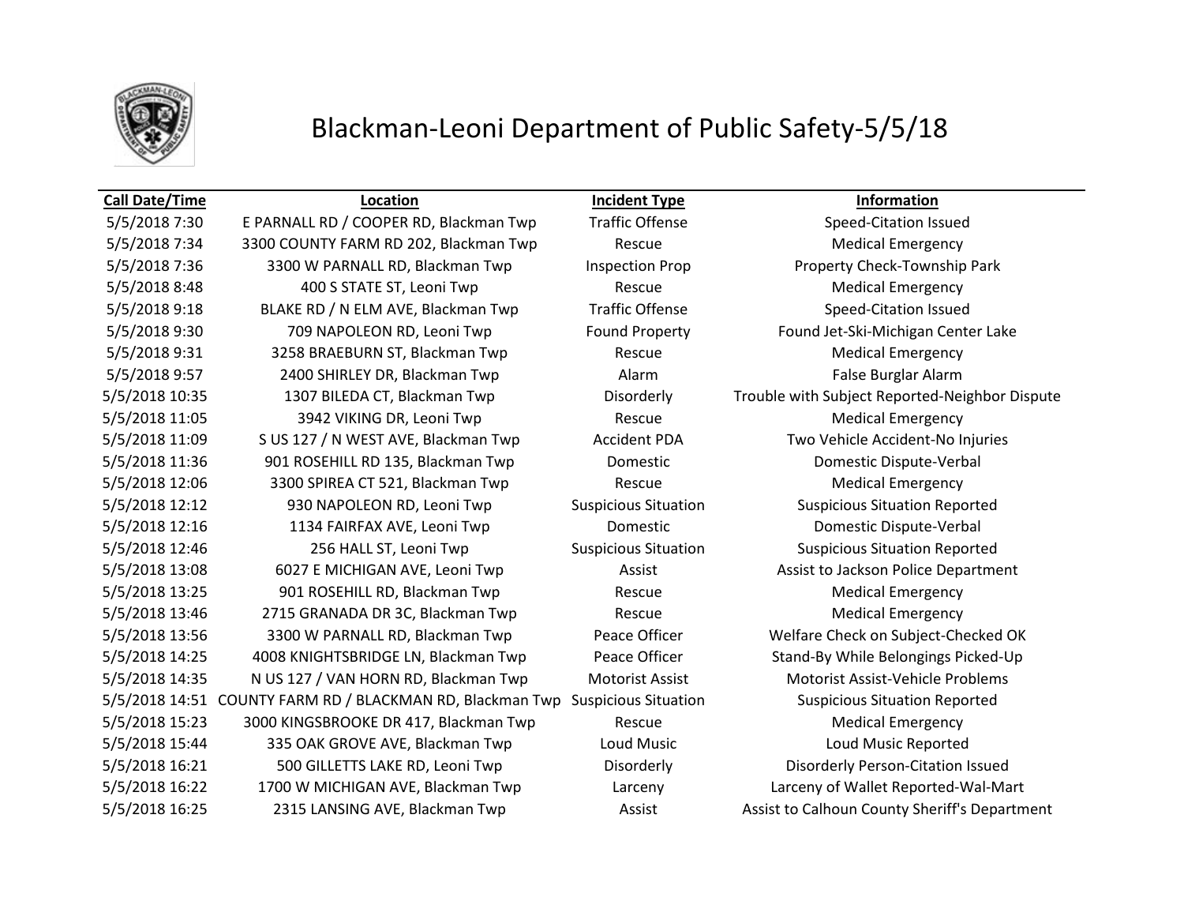# Blackman-Leoni Department of Public Safety-5/5/18

| Call Date/Time | Location | Incident Type | Information |
|---|---|---|---|
| 5/5/2018 7:30 | E PARNALL RD / COOPER RD, Blackman Twp | Traffic Offense | Speed-Citation Issued |
| 5/5/2018 7:34 | 3300 COUNTY FARM RD 202, Blackman Twp | Rescue | Medical Emergency |
| 5/5/2018 7:36 | 3300 W PARNALL RD, Blackman Twp | Inspection Prop | Property Check-Township Park |
| 5/5/2018 8:48 | 400 S STATE ST, Leoni Twp | Rescue | Medical Emergency |
| 5/5/2018 9:18 | BLAKE RD / N ELM AVE, Blackman Twp | Traffic Offense | Speed-Citation Issued |
| 5/5/2018 9:30 | 709 NAPOLEON RD, Leoni Twp | Found Property | Found Jet-Ski-Michigan Center Lake |
| 5/5/2018 9:31 | 3258 BRAEBURN ST, Blackman Twp | Rescue | Medical Emergency |
| 5/5/2018 9:57 | 2400 SHIRLEY DR, Blackman Twp | Alarm | False Burglar Alarm |
| 5/5/2018 10:35 | 1307 BILEDA CT, Blackman Twp | Disorderly | Trouble with Subject Reported-Neighbor Dispute |
| 5/5/2018 11:05 | 3942 VIKING DR, Leoni Twp | Rescue | Medical Emergency |
| 5/5/2018 11:09 | S US 127 / N WEST AVE, Blackman Twp | Accident PDA | Two Vehicle Accident-No Injuries |
| 5/5/2018 11:36 | 901 ROSEHILL RD 135, Blackman Twp | Domestic | Domestic Dispute-Verbal |
| 5/5/2018 12:06 | 3300 SPIREA CT 521, Blackman Twp | Rescue | Medical Emergency |
| 5/5/2018 12:12 | 930 NAPOLEON RD, Leoni Twp | Suspicious Situation | Suspicious Situation Reported |
| 5/5/2018 12:16 | 1134 FAIRFAX AVE, Leoni Twp | Domestic | Domestic Dispute-Verbal |
| 5/5/2018 12:46 | 256 HALL ST, Leoni Twp | Suspicious Situation | Suspicious Situation Reported |
| 5/5/2018 13:08 | 6027 E MICHIGAN AVE, Leoni Twp | Assist | Assist to Jackson Police Department |
| 5/5/2018 13:25 | 901 ROSEHILL RD, Blackman Twp | Rescue | Medical Emergency |
| 5/5/2018 13:46 | 2715 GRANADA DR 3C, Blackman Twp | Rescue | Medical Emergency |
| 5/5/2018 13:56 | 3300 W PARNALL RD, Blackman Twp | Peace Officer | Welfare Check on Subject-Checked OK |
| 5/5/2018 14:25 | 4008 KNIGHTSBRIDGE LN, Blackman Twp | Peace Officer | Stand-By While Belongings Picked-Up |
| 5/5/2018 14:35 | N US 127 / VAN HORN RD, Blackman Twp | Motorist Assist | Motorist Assist-Vehicle Problems |
| 5/5/2018 14:51 | COUNTY FARM RD / BLACKMAN RD, Blackman Twp | Suspicious Situation | Suspicious Situation Reported |
| 5/5/2018 15:23 | 3000 KINGSBROOKE DR 417, Blackman Twp | Rescue | Medical Emergency |
| 5/5/2018 15:44 | 335 OAK GROVE AVE, Blackman Twp | Loud Music | Loud Music Reported |
| 5/5/2018 16:21 | 500 GILLETTS LAKE RD, Leoni Twp | Disorderly | Disorderly Person-Citation Issued |
| 5/5/2018 16:22 | 1700 W MICHIGAN AVE, Blackman Twp | Larceny | Larceny of Wallet Reported-Wal-Mart |
| 5/5/2018 16:25 | 2315 LANSING AVE, Blackman Twp | Assist | Assist to Calhoun County Sheriff's Department |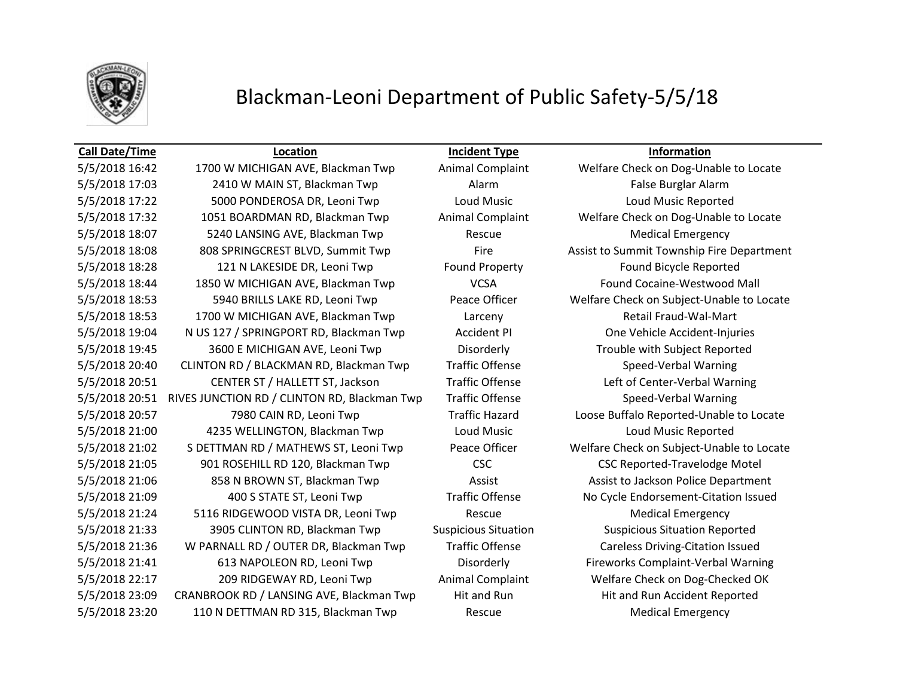# Blackman-Leoni Department of Public Safety-5/5/18

| Call Date/Time | Location | Incident Type | Information |
|---|---|---|---|
| 5/5/2018 16:42 | 1700 W MICHIGAN AVE, Blackman Twp | Animal Complaint | Welfare Check on Dog-Unable to Locate |
| 5/5/2018 17:03 | 2410 W MAIN ST, Blackman Twp | Alarm | False Burglar Alarm |
| 5/5/2018 17:22 | 5000 PONDEROSA DR, Leoni Twp | Loud Music | Loud Music Reported |
| 5/5/2018 17:32 | 1051 BOARDMAN RD, Blackman Twp | Animal Complaint | Welfare Check on Dog-Unable to Locate |
| 5/5/2018 18:07 | 5240 LANSING AVE, Blackman Twp | Rescue | Medical Emergency |
| 5/5/2018 18:08 | 808 SPRINGCREST BLVD, Summit Twp | Fire | Assist to Summit Township Fire Department |
| 5/5/2018 18:28 | 121 N LAKESIDE DR, Leoni Twp | Found Property | Found Bicycle Reported |
| 5/5/2018 18:44 | 1850 W MICHIGAN AVE, Blackman Twp | VCSA | Found Cocaine-Westwood Mall |
| 5/5/2018 18:53 | 5940 BRILLS LAKE RD, Leoni Twp | Peace Officer | Welfare Check on Subject-Unable to Locate |
| 5/5/2018 18:53 | 1700 W MICHIGAN AVE, Blackman Twp | Larceny | Retail Fraud-Wal-Mart |
| 5/5/2018 19:04 | N US 127 / SPRINGPORT RD, Blackman Twp | Accident PI | One Vehicle Accident-Injuries |
| 5/5/2018 19:45 | 3600 E MICHIGAN AVE, Leoni Twp | Disorderly | Trouble with Subject Reported |
| 5/5/2018 20:40 | CLINTON RD / BLACKMAN RD, Blackman Twp | Traffic Offense | Speed-Verbal Warning |
| 5/5/2018 20:51 | CENTER ST / HALLETT ST, Jackson | Traffic Offense | Left of Center-Verbal Warning |
| 5/5/2018 20:51 | RIVES JUNCTION RD / CLINTON RD, Blackman Twp | Traffic Offense | Speed-Verbal Warning |
| 5/5/2018 20:57 | 7980 CAIN RD, Leoni Twp | Traffic Hazard | Loose Buffalo Reported-Unable to Locate |
| 5/5/2018 21:00 | 4235 WELLINGTON, Blackman Twp | Loud Music | Loud Music Reported |
| 5/5/2018 21:02 | S DETTMAN RD / MATHEWS ST, Leoni Twp | Peace Officer | Welfare Check on Subject-Unable to Locate |
| 5/5/2018 21:05 | 901 ROSEHILL RD 120, Blackman Twp | CSC | CSC Reported-Travelodge Motel |
| 5/5/2018 21:06 | 858 N BROWN ST, Blackman Twp | Assist | Assist to Jackson Police Department |
| 5/5/2018 21:09 | 400 S STATE ST, Leoni Twp | Traffic Offense | No Cycle Endorsement-Citation Issued |
| 5/5/2018 21:24 | 5116 RIDGEWOOD VISTA DR, Leoni Twp | Rescue | Medical Emergency |
| 5/5/2018 21:33 | 3905 CLINTON RD, Blackman Twp | Suspicious Situation | Suspicious Situation Reported |
| 5/5/2018 21:36 | W PARNALL RD / OUTER DR, Blackman Twp | Traffic Offense | Careless Driving-Citation Issued |
| 5/5/2018 21:41 | 613 NAPOLEON RD, Leoni Twp | Disorderly | Fireworks Complaint-Verbal Warning |
| 5/5/2018 22:17 | 209 RIDGEWAY RD, Leoni Twp | Animal Complaint | Welfare Check on Dog-Checked OK |
| 5/5/2018 23:09 | CRANBROOK RD / LANSING AVE, Blackman Twp | Hit and Run | Hit and Run Accident Reported |
| 5/5/2018 23:20 | 110 N DETTMAN RD 315, Blackman Twp | Rescue | Medical Emergency |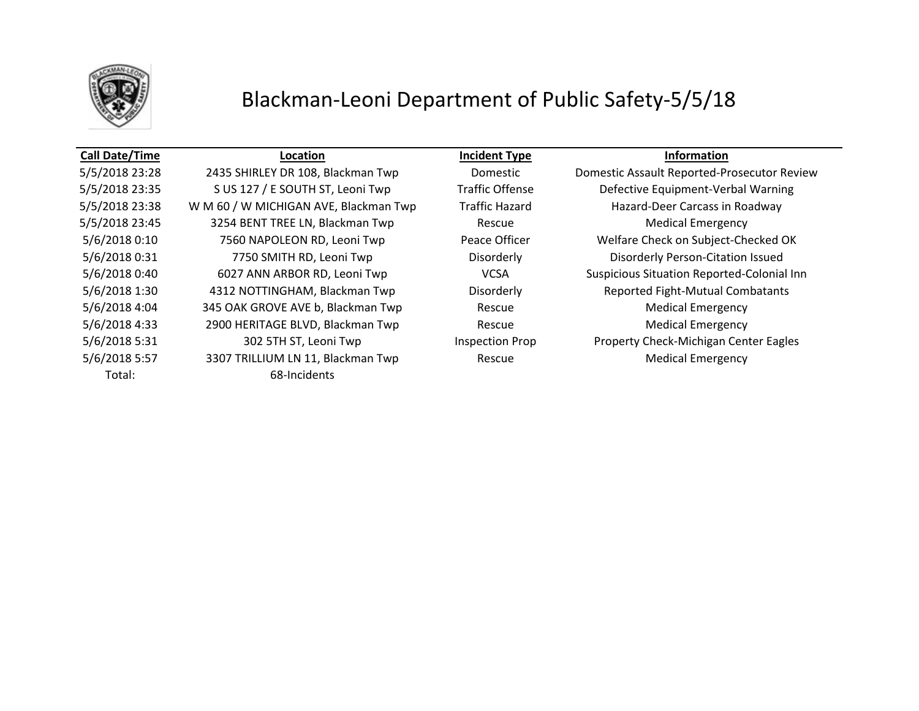# Blackman-Leoni Department of Public Safety-5/5/18

| Call Date/Time | Location | Incident Type | Information |
| --- | --- | --- | --- |
| 5/5/2018 23:28 | 2435 SHIRLEY DR 108, Blackman Twp | Domestic | Domestic Assault Reported-Prosecutor Review |
| 5/5/2018 23:35 | S US 127 / E SOUTH ST, Leoni Twp | Traffic Offense | Defective Equipment-Verbal Warning |
| 5/5/2018 23:38 | W M 60 / W MICHIGAN AVE, Blackman Twp | Traffic Hazard | Hazard-Deer Carcass in Roadway |
| 5/5/2018 23:45 | 3254 BENT TREE LN, Blackman Twp | Rescue | Medical Emergency |
| 5/6/2018 0:10 | 7560 NAPOLEON RD, Leoni Twp | Peace Officer | Welfare Check on Subject-Checked OK |
| 5/6/2018 0:31 | 7750 SMITH RD, Leoni Twp | Disorderly | Disorderly Person-Citation Issued |
| 5/6/2018 0:40 | 6027 ANN ARBOR RD, Leoni Twp | VCSA | Suspicious Situation Reported-Colonial Inn |
| 5/6/2018 1:30 | 4312 NOTTINGHAM, Blackman Twp | Disorderly | Reported Fight-Mutual Combatants |
| 5/6/2018 4:04 | 345 OAK GROVE AVE b, Blackman Twp | Rescue | Medical Emergency |
| 5/6/2018 4:33 | 2900 HERITAGE BLVD, Blackman Twp | Rescue | Medical Emergency |
| 5/6/2018 5:31 | 302 5TH ST, Leoni Twp | Inspection Prop | Property Check-Michigan Center Eagles |
| 5/6/2018 5:57 | 3307 TRILLIUM LN 11, Blackman Twp | Rescue | Medical Emergency |
| Total: | 68-Incidents | | |